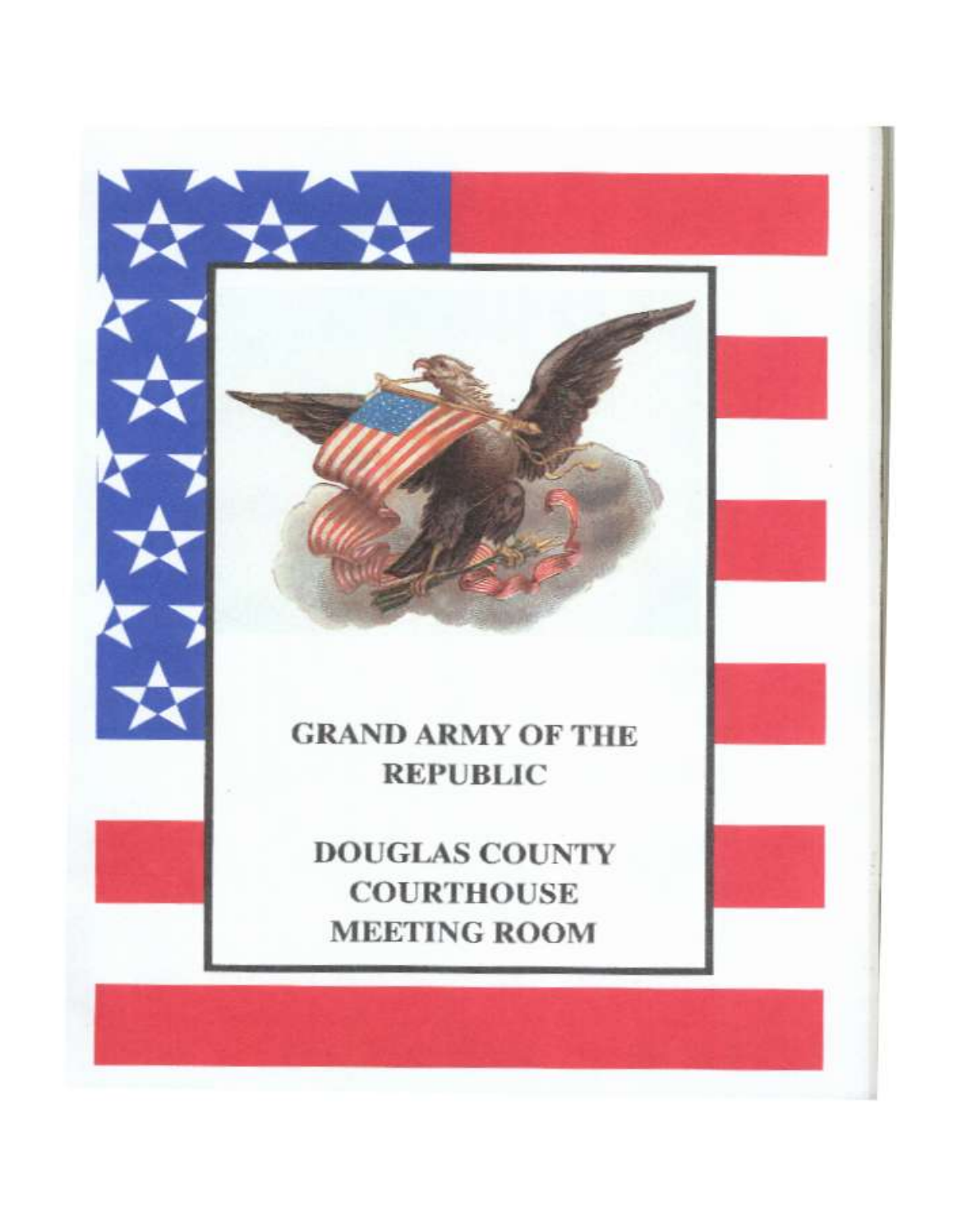# GRAND ARMY OF THE REPUBLIC

## DOUGLAS COUNTY COURTHOUSE MEETING ROOM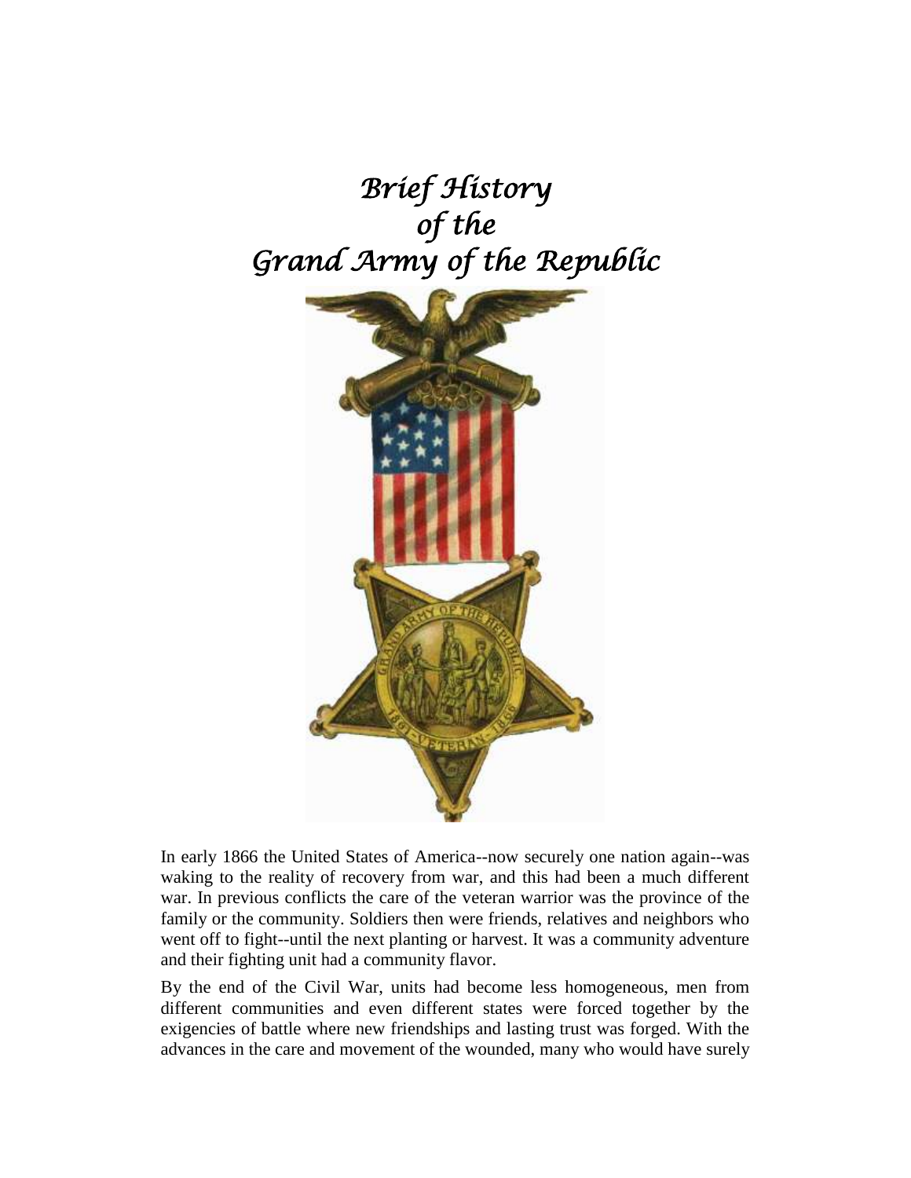# *Brief History of the Grand Army of the Republic*

In early 1866 the United States of America--now securely one nation again--was waking to the reality of recovery from war, and this had been a much different war. In previous conflicts the care of the veteran warrior was the province of the family or the community. Soldiers then were friends, relatives and neighbors who went off to fight--until the next planting or harvest. It was a community adventure and their fighting unit had a community flavor.

By the end of the Civil War, units had become less homogeneous, men from different communities and even different states were forced together by the exigencies of battle where new friendships and lasting trust was forged. With the advances in the care and movement of the wounded, many who would have surely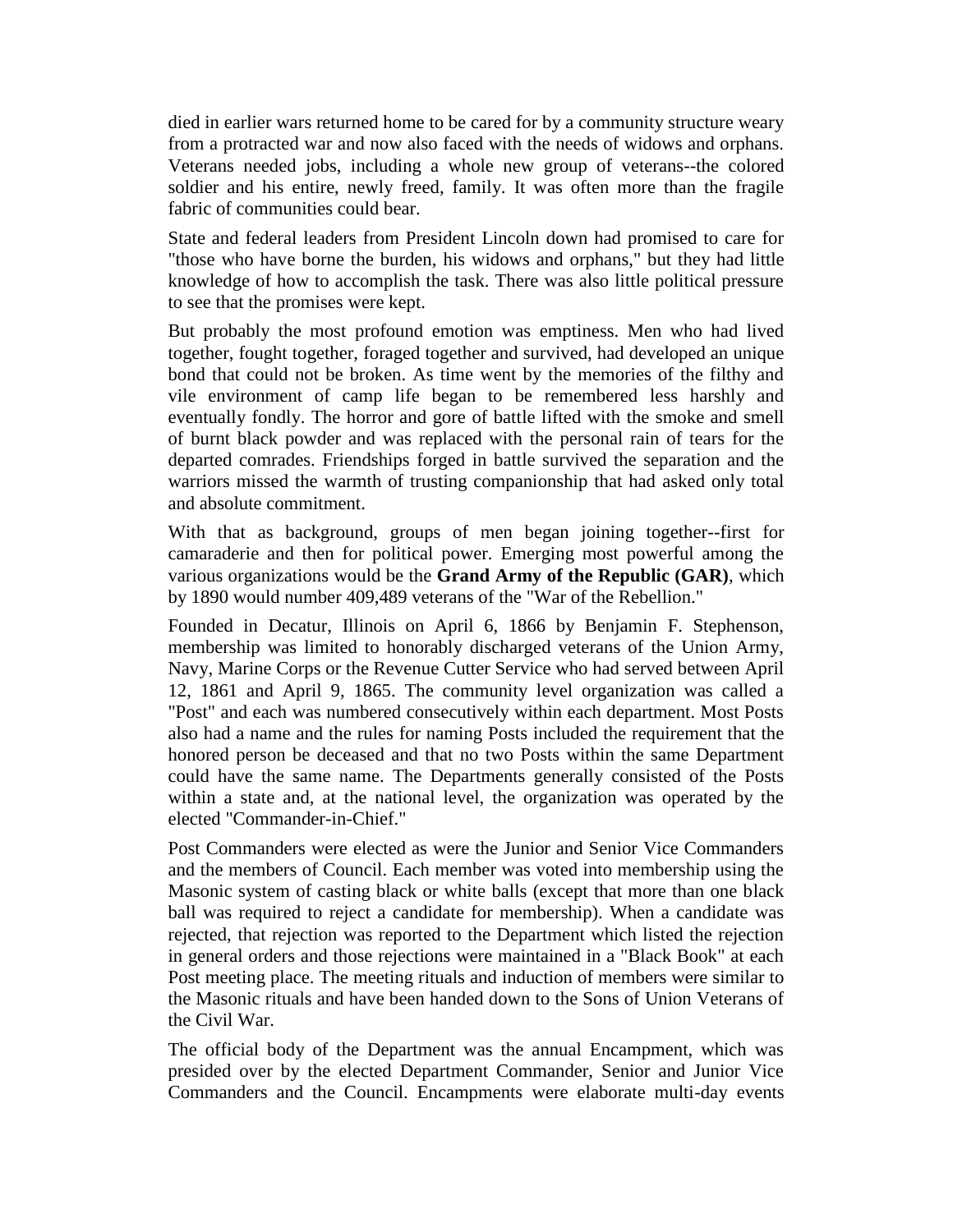died in earlier wars returned home to be cared for by a community structure weary from a protracted war and now also faced with the needs of widows and orphans. Veterans needed jobs, including a whole new group of veterans--the colored soldier and his entire, newly freed, family. It was often more than the fragile fabric of communities could bear.

State and federal leaders from President Lincoln down had promised to care for "those who have borne the burden, his widows and orphans," but they had little knowledge of how to accomplish the task. There was also little political pressure to see that the promises were kept.

But probably the most profound emotion was emptiness. Men who had lived together, fought together, foraged together and survived, had developed an unique bond that could not be broken. As time went by the memories of the filthy and vile environment of camp life began to be remembered less harshly and eventually fondly. The horror and gore of battle lifted with the smoke and smell of burnt black powder and was replaced with the personal rain of tears for the departed comrades. Friendships forged in battle survived the separation and the warriors missed the warmth of trusting companionship that had asked only total and absolute commitment.

With that as background, groups of men began joining together--first for camaraderie and then for political power. Emerging most powerful among the various organizations would be the **Grand Army of the Republic (GAR)**, which by 1890 would number 409,489 veterans of the "War of the Rebellion."

Founded in Decatur, Illinois on April 6, 1866 by Benjamin F. Stephenson, membership was limited to honorably discharged veterans of the Union Army, Navy, Marine Corps or the Revenue Cutter Service who had served between April 12, 1861 and April 9, 1865. The community level organization was called a "Post" and each was numbered consecutively within each department. Most Posts also had a name and the rules for naming Posts included the requirement that the honored person be deceased and that no two Posts within the same Department could have the same name. The Departments generally consisted of the Posts within a state and, at the national level, the organization was operated by the elected "Commander-in-Chief."

Post Commanders were elected as were the Junior and Senior Vice Commanders and the members of Council. Each member was voted into membership using the Masonic system of casting black or white balls (except that more than one black ball was required to reject a candidate for membership). When a candidate was rejected, that rejection was reported to the Department which listed the rejection in general orders and those rejections were maintained in a "Black Book" at each Post meeting place. The meeting rituals and induction of members were similar to the Masonic rituals and have been handed down to the Sons of Union Veterans of the Civil War.

The official body of the Department was the annual Encampment, which was presided over by the elected Department Commander, Senior and Junior Vice Commanders and the Council. Encampments were elaborate multi-day events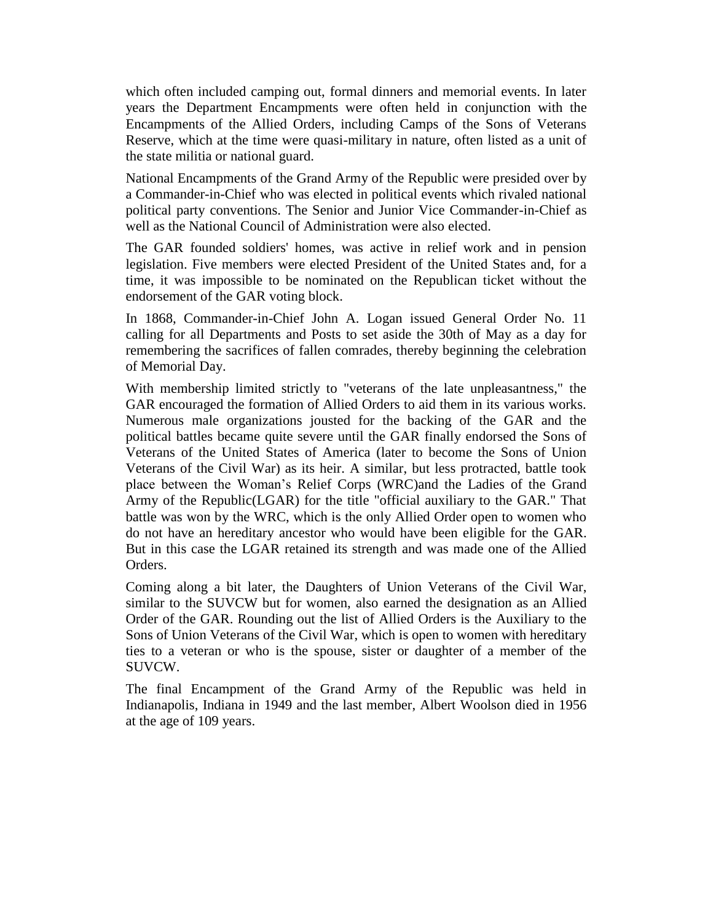which often included camping out, formal dinners and memorial events. In later years the Department Encampments were often held in conjunction with the Encampments of the Allied Orders, including Camps of the Sons of Veterans Reserve, which at the time were quasi-military in nature, often listed as a unit of the state militia or national guard.

National Encampments of the Grand Army of the Republic were presided over by a Commander-in-Chief who was elected in political events which rivaled national political party conventions. The Senior and Junior Vice Commander-in-Chief as well as the National Council of Administration were also elected.

The GAR founded soldiers' homes, was active in relief work and in pension legislation. Five members were elected President of the United States and, for a time, it was impossible to be nominated on the Republican ticket without the endorsement of the GAR voting block.

In 1868, Commander-in-Chief John A. Logan issued General Order No. 11 calling for all Departments and Posts to set aside the 30th of May as a day for remembering the sacrifices of fallen comrades, thereby beginning the celebration of Memorial Day.

With membership limited strictly to "veterans of the late unpleasantness," the GAR encouraged the formation of Allied Orders to aid them in its various works. Numerous male organizations jousted for the backing of the GAR and the political battles became quite severe until the GAR finally endorsed the Sons of Veterans of the United States of America (later to become the Sons of Union Veterans of the Civil War) as its heir. A similar, but less protracted, battle took place between the Woman's Relief Corps (WRC)and the Ladies of the Grand Army of the Republic(LGAR) for the title "official auxiliary to the GAR." That battle was won by the WRC, which is the only Allied Order open to women who do not have an hereditary ancestor who would have been eligible for the GAR. But in this case the LGAR retained its strength and was made one of the Allied Orders.

Coming along a bit later, the Daughters of Union Veterans of the Civil War, similar to the SUVCW but for women, also earned the designation as an Allied Order of the GAR. Rounding out the list of Allied Orders is the Auxiliary to the Sons of Union Veterans of the Civil War, which is open to women with hereditary ties to a veteran or who is the spouse, sister or daughter of a member of the SUVCW.

The final Encampment of the Grand Army of the Republic was held in Indianapolis, Indiana in 1949 and the last member, Albert Woolson died in 1956 at the age of 109 years.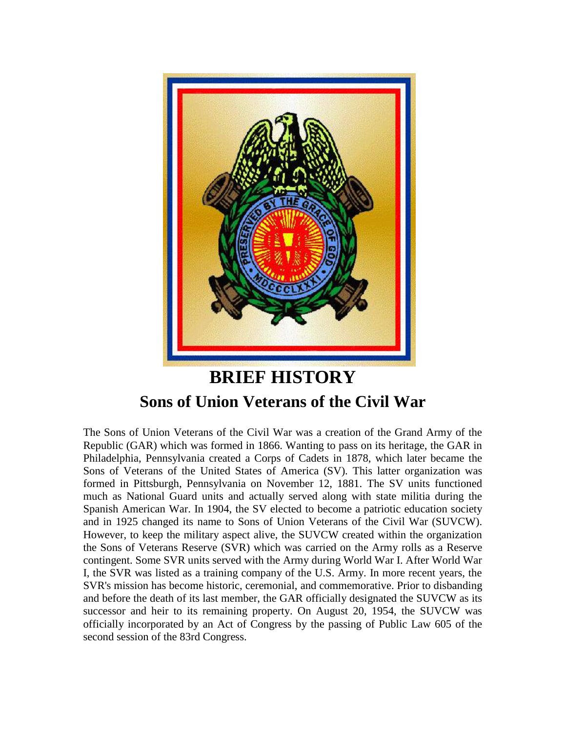# BRIEF HISTORY

## Sons of Union Veterans of the Civil War

The Sons of Union Veterans of the Civil War was a creation of the Grand Army of the Republic (GAR) which was formed in 1866. Wanting to pass on its heritage, the GAR in Philadelphia, Pennsylvania created a Corps of Cadets in 1878, which later became the Sons of Veterans of the United States of America (SV). This latter organization was formed in Pittsburgh, Pennsylvania on November 12, 1881. The SV units functioned much as National Guard units and actually served along with state militia during the Spanish American War. In 1904, the SV elected to become a patriotic education society and in 1925 changed its name to Sons of Union Veterans of the Civil War (SUVCW). However, to keep the military aspect alive, the SUVCW created within the organization the Sons of Veterans Reserve (SVR) which was carried on the Army rolls as a Reserve contingent. Some SVR units served with the Army during World War I. After World War I, the SVR was listed as a training company of the U.S. Army. In more recent years, the SVR's mission has become historic, ceremonial, and commemorative. Prior to disbanding and before the death of its last member, the GAR officially designated the SUVCW as its successor and heir to its remaining property. On August 20, 1954, the SUVCW was officially incorporated by an Act of Congress by the passing of Public Law 605 of the second session of the 83rd Congress.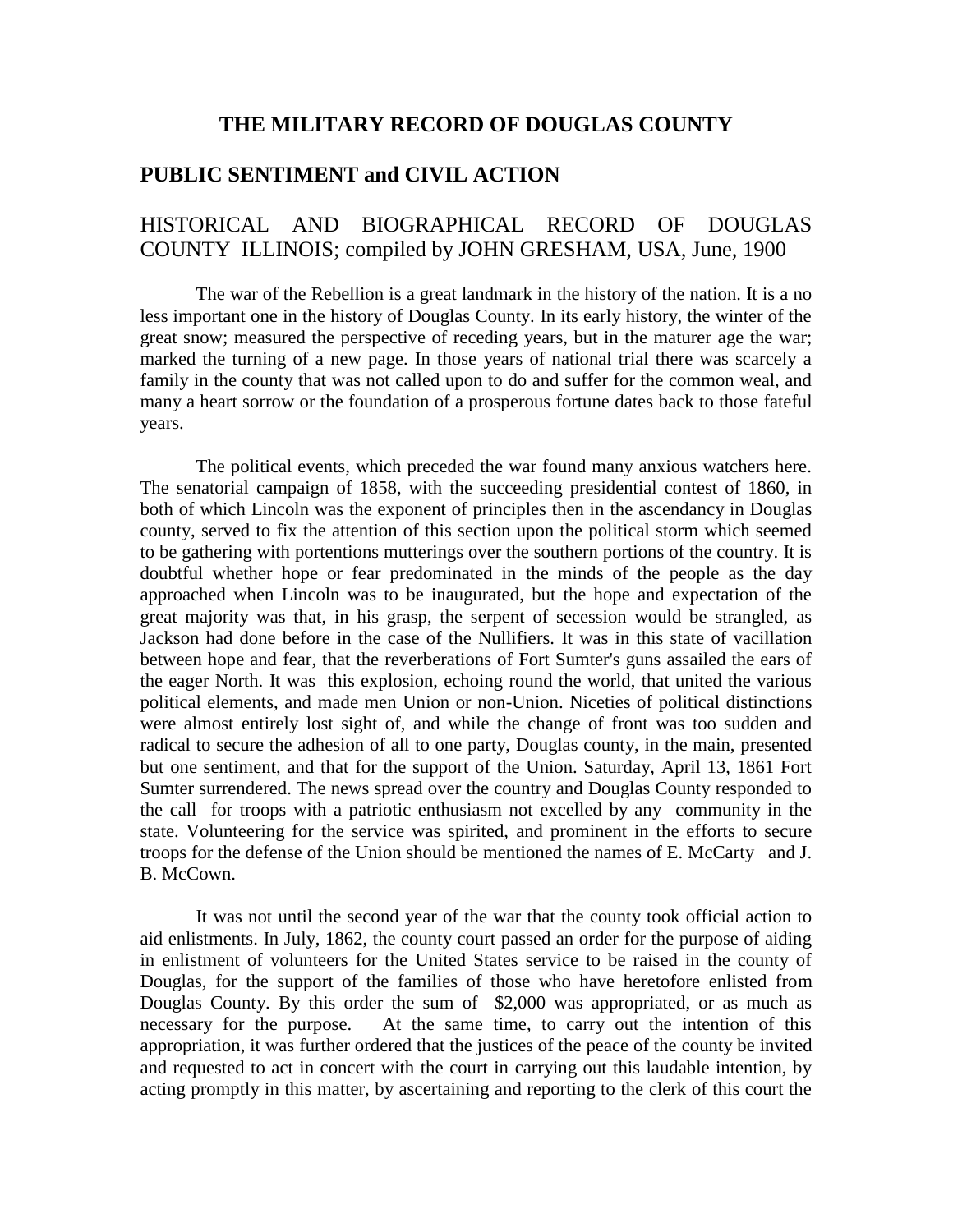# THE MILITARY RECORD OF DOUGLAS COUNTY

## PUBLIC SENTIMENT and CIVIL ACTION

HISTORICAL AND BIOGRAPHICAL RECORD OF DOUGLAS COUNTY ILLINOIS; compiled by JOHN GRESHAM, USA, June, 1900

The war of the Rebellion is a great landmark in the history of the nation. It is a no less important one in the history of Douglas County. In its early history, the winter of the great snow; measured the perspective of receding years, but in the maturer age the war; marked the turning of a new page. In those years of national trial there was scarcely a family in the county that was not called upon to do and suffer for the common weal, and many a heart sorrow or the foundation of a prosperous fortune dates back to those fateful years.

The political events, which preceded the war found many anxious watchers here. The senatorial campaign of 1858, with the succeeding presidential contest of 1860, in both of which Lincoln was the exponent of principles then in the ascendancy in Douglas county, served to fix the attention of this section upon the political storm which seemed to be gathering with portentions mutterings over the southern portions of the country. It is doubtful whether hope or fear predominated in the minds of the people as the day approached when Lincoln was to be inaugurated, but the hope and expectation of the great majority was that, in his grasp, the serpent of secession would be strangled, as Jackson had done before in the case of the Nullifiers. It was in this state of vacillation between hope and fear, that the reverberations of Fort Sumter's guns assailed the ears of the eager North. It was this explosion, echoing round the world, that united the various political elements, and made men Union or non-Union. Niceties of political distinctions were almost entirely lost sight of, and while the change of front was too sudden and radical to secure the adhesion of all to one party, Douglas county, in the main, presented but one sentiment, and that for the support of the Union. Saturday, April 13, 1861 Fort Sumter surrendered. The news spread over the country and Douglas County responded to the call for troops with a patriotic enthusiasm not excelled by any community in the state. Volunteering for the service was spirited, and prominent in the efforts to secure troops for the defense of the Union should be mentioned the names of E. McCarty and J. B. McCown.

It was not until the second year of the war that the county took official action to aid enlistments. In July, 1862, the county court passed an order for the purpose of aiding in enlistment of volunteers for the United States service to be raised in the county of Douglas, for the support of the families of those who have heretofore enlisted from Douglas County. By this order the sum of $2,000 was appropriated, or as much as necessary for the purpose. At the same time, to carry out the intention of this appropriation, it was further ordered that the justices of the peace of the county be invited and requested to act in concert with the court in carrying out this laudable intention, by acting promptly in this matter, by ascertaining and reporting to the clerk of this court the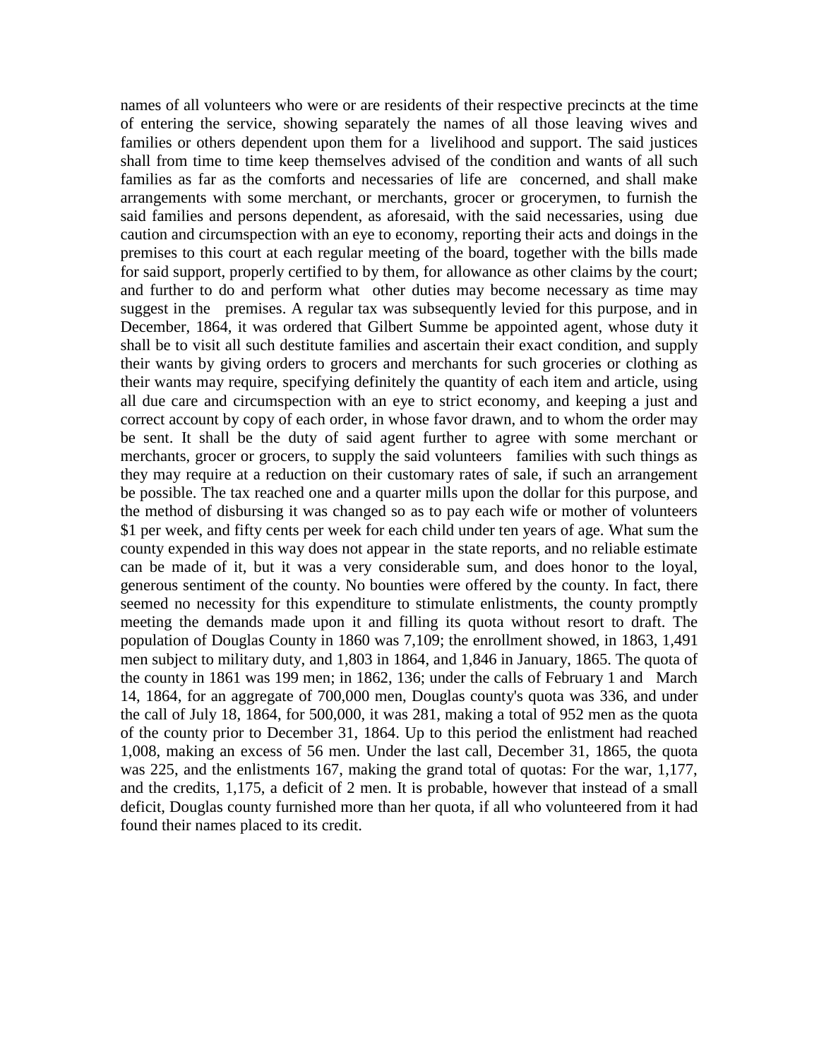names of all volunteers who were or are residents of their respective precincts at the time of entering the service, showing separately the names of all those leaving wives and families or others dependent upon them for a livelihood and support. The said justices shall from time to time keep themselves advised of the condition and wants of all such families as far as the comforts and necessaries of life are concerned, and shall make arrangements with some merchant, or merchants, grocer or grocerymen, to furnish the said families and persons dependent, as aforesaid, with the said necessaries, using due caution and circumspection with an eye to economy, reporting their acts and doings in the premises to this court at each regular meeting of the board, together with the bills made for said support, properly certified to by them, for allowance as other claims by the court; and further to do and perform what other duties may become necessary as time may suggest in the premises. A regular tax was subsequently levied for this purpose, and in December, 1864, it was ordered that Gilbert Summe be appointed agent, whose duty it shall be to visit all such destitute families and ascertain their exact condition, and supply their wants by giving orders to grocers and merchants for such groceries or clothing as their wants may require, specifying definitely the quantity of each item and article, using all due care and circumspection with an eye to strict economy, and keeping a just and correct account by copy of each order, in whose favor drawn, and to whom the order may be sent. It shall be the duty of said agent further to agree with some merchant or merchants, grocer or grocers, to supply the said volunteers families with such things as they may require at a reduction on their customary rates of sale, if such an arrangement be possible. The tax reached one and a quarter mills upon the dollar for this purpose, and the method of disbursing it was changed so as to pay each wife or mother of volunteers $1 per week, and fifty cents per week for each child under ten years of age. What sum the county expended in this way does not appear in the state reports, and no reliable estimate can be made of it, but it was a very considerable sum, and does honor to the loyal, generous sentiment of the county. No bounties were offered by the county. In fact, there seemed no necessity for this expenditure to stimulate enlistments, the county promptly meeting the demands made upon it and filling its quota without resort to draft. The population of Douglas County in 1860 was 7,109; the enrollment showed, in 1863, 1,491 men subject to military duty, and 1,803 in 1864, and 1,846 in January, 1865. The quota of the county in 1861 was 199 men; in 1862, 136; under the calls of February 1 and March 14, 1864, for an aggregate of 700,000 men, Douglas county's quota was 336, and under the call of July 18, 1864, for 500,000, it was 281, making a total of 952 men as the quota of the county prior to December 31, 1864. Up to this period the enlistment had reached 1,008, making an excess of 56 men. Under the last call, December 31, 1865, the quota was 225, and the enlistments 167, making the grand total of quotas: For the war, 1,177, and the credits, 1,175, a deficit of 2 men. It is probable, however that instead of a small deficit, Douglas county furnished more than her quota, if all who volunteered from it had found their names placed to its credit.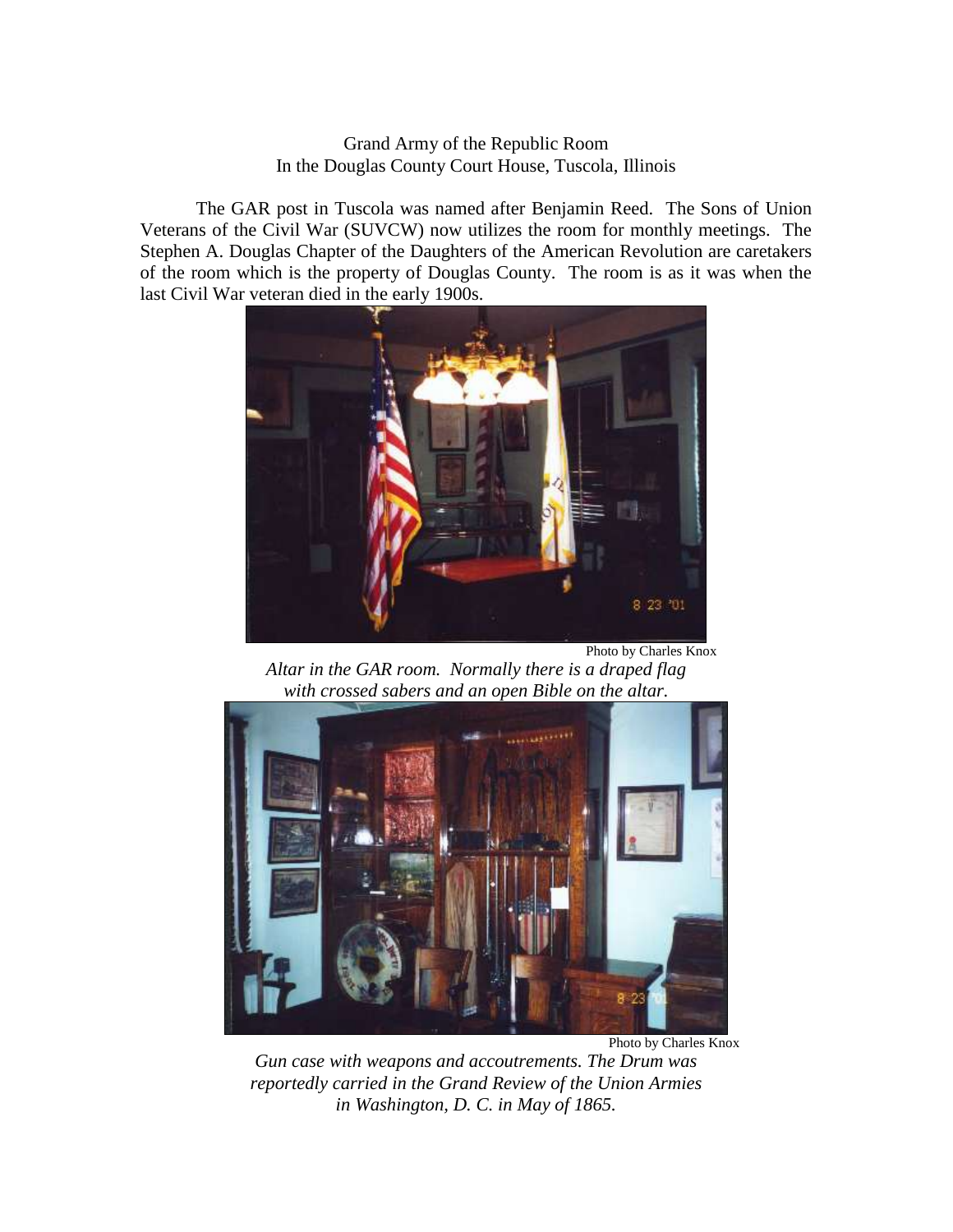Grand Army of the Republic Room
In the Douglas County Court House, Tuscola, Illinois

The GAR post in Tuscola was named after Benjamin Reed. The Sons of Union Veterans of the Civil War (SUVCW) now utilizes the room for monthly meetings. The Stephen A. Douglas Chapter of the Daughters of the American Revolution are caretakers of the room which is the property of Douglas County. The room is as it was when the last Civil War veteran died in the early 1900s.

Photo by Charles Knox

*Altar in the GAR room. Normally there is a draped flag with crossed sabers and an open Bible on the altar.*

Photo by Charles Knox

*Gun case with weapons and accoutrements. The Drum was reportedly carried in the Grand Review of the Union Armies in Washington, D. C. in May of 1865.*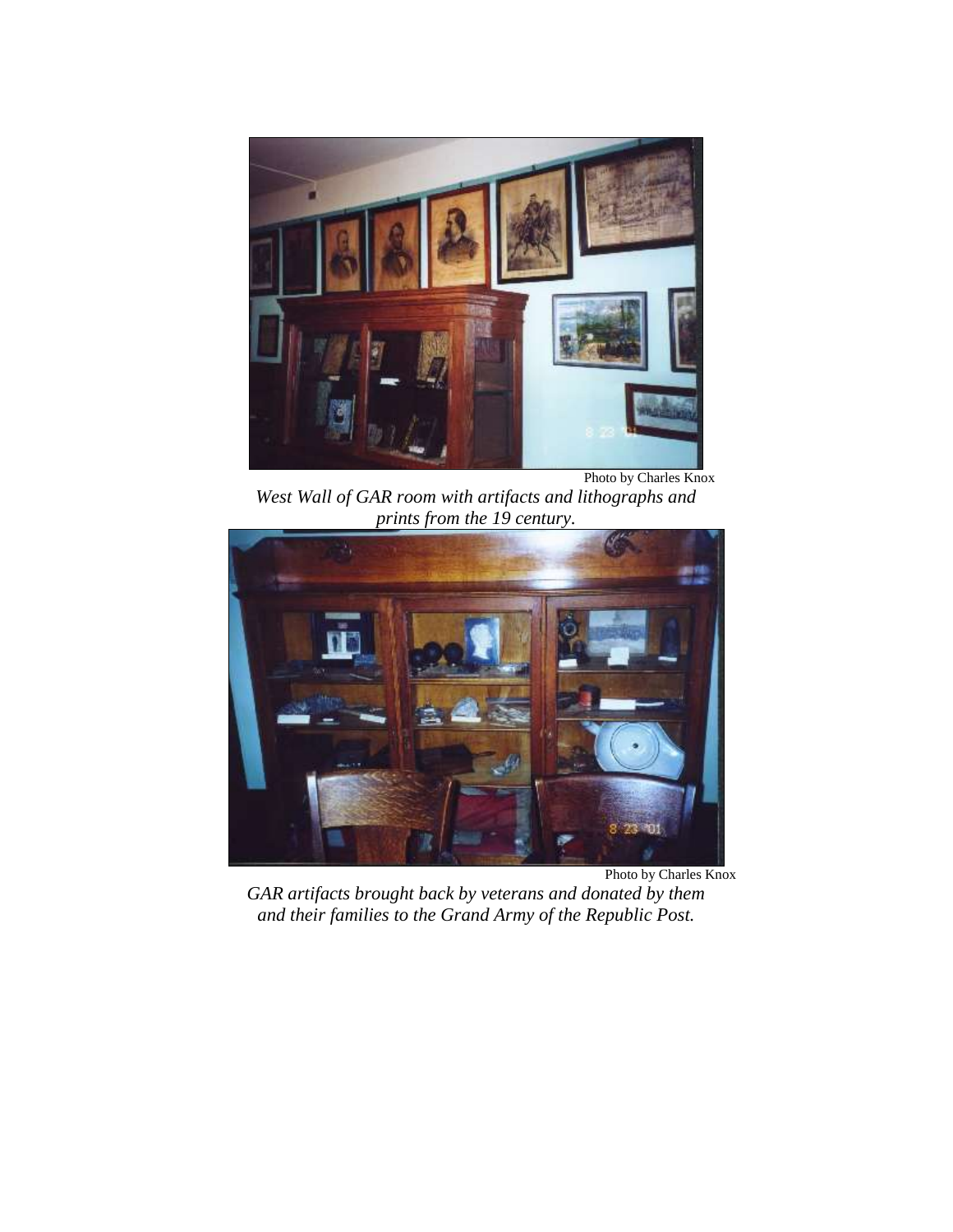Photo by Charles Knox

*West Wall of GAR room with artifacts and lithographs and prints from the 19 century.*

Photo by Charles Knox

*GAR artifacts brought back by veterans and donated by them and their families to the Grand Army of the Republic Post.*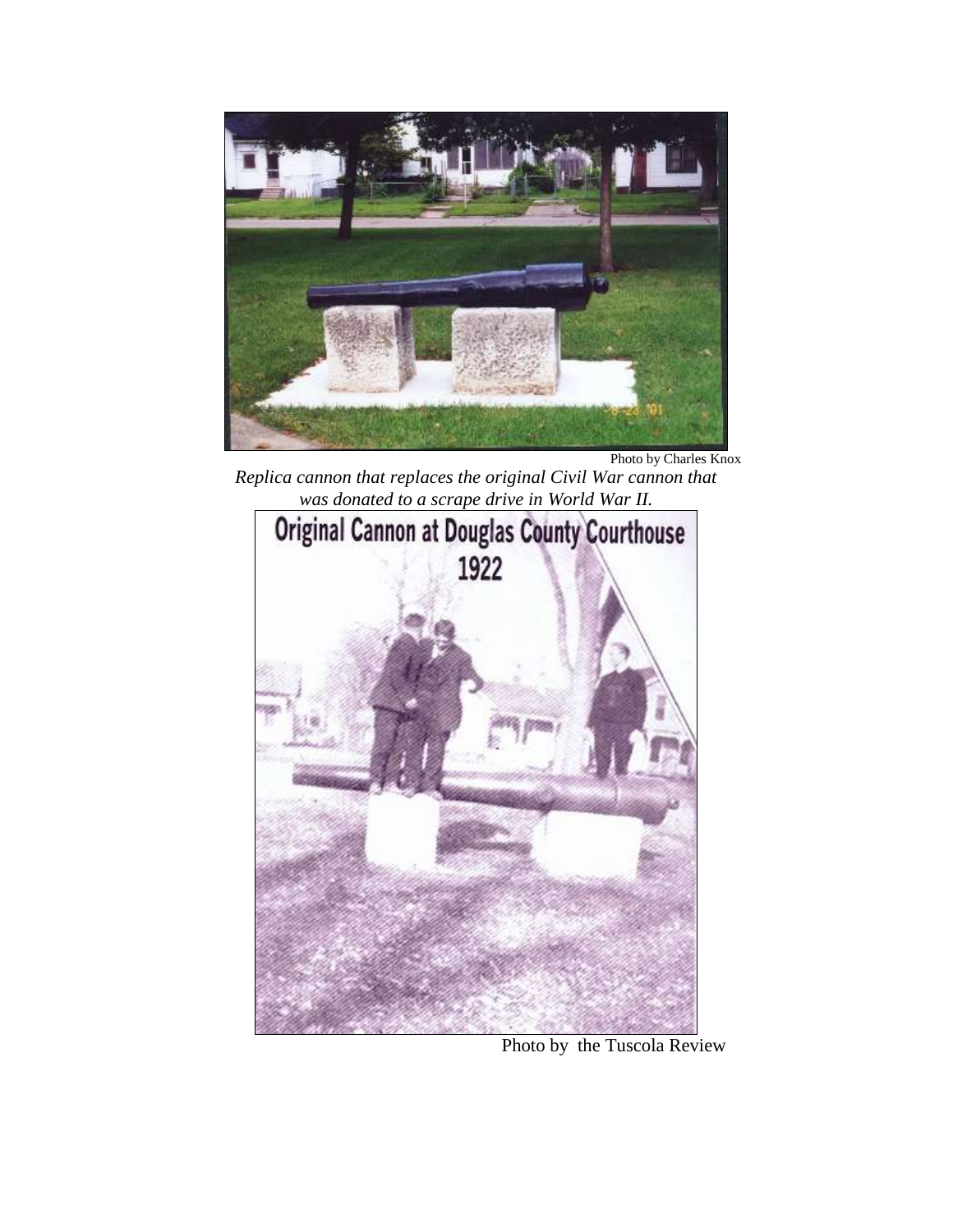Photo by Charles Knox

*Replica cannon that replaces the original Civil War cannon that was donated to a scrape drive in World War II.*

Original Cannon at Douglas County Courthouse 1922

Photo by the Tuscola Review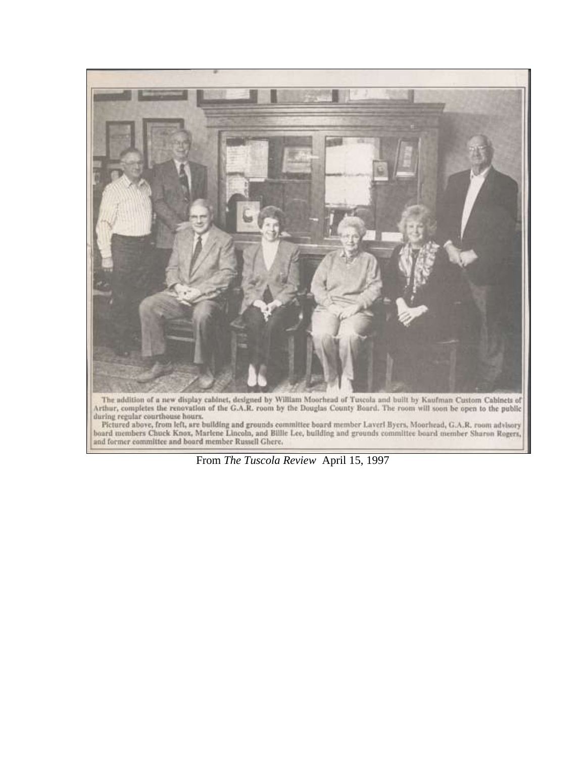The addition of a new display cabinet, designed by William Moorhead of Tuscola and built by Kaufman Custom Cabinets of Arthur, completes the renovation of the G.A.R. room by the Douglas County Board. The room will soon be open to the public during regular courthouse hours.

Pictured above, from left, are building and grounds committee board member Laverl Byers, Moorhead, G.A.R. room advisory board members Chuck Knox, Marlene Lincoln, and Billie Lee, building and grounds committee board member Sharon Rogers, and former committee and board member Russell Ghere.

From *The Tuscola Review* April 15, 1997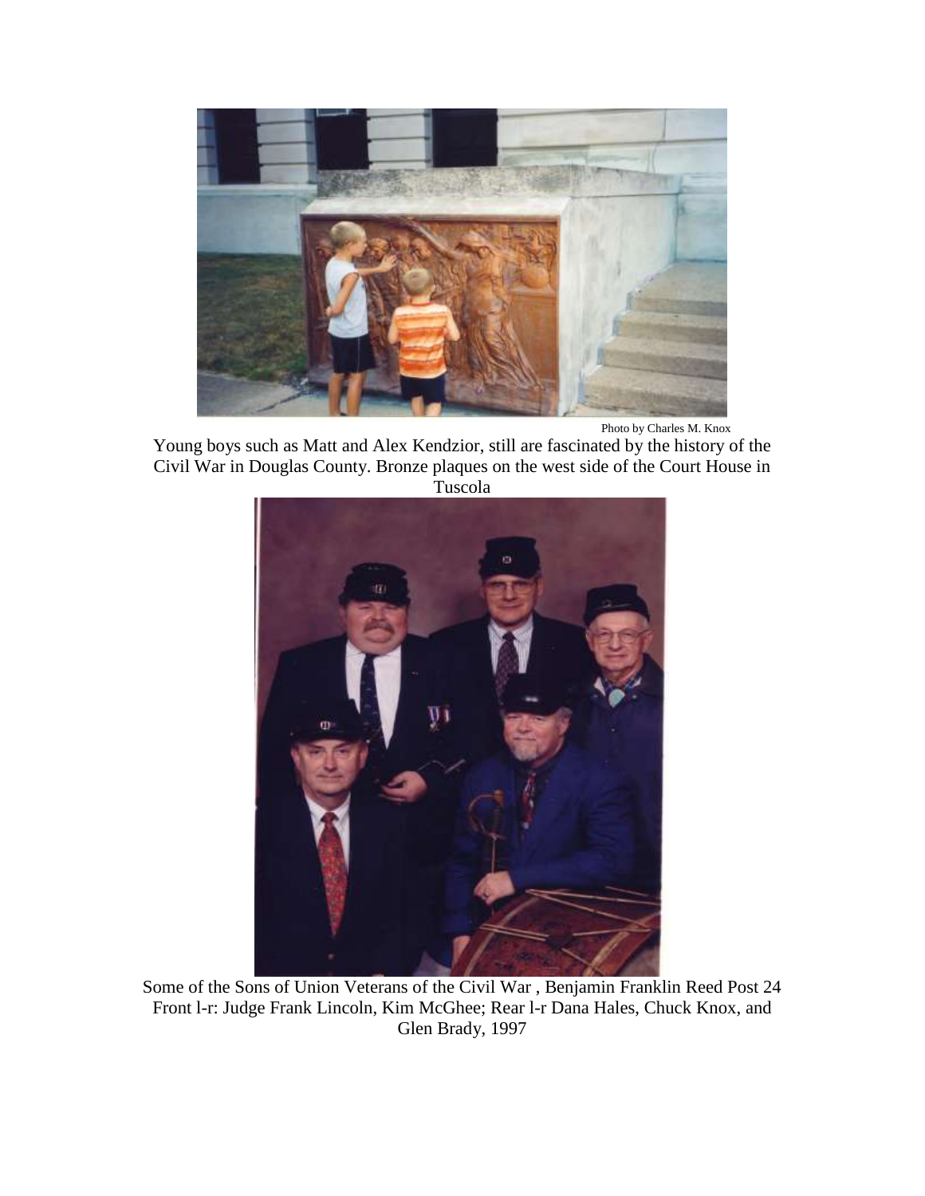Photo by Charles M. Knox

Young boys such as Matt and Alex Kendzior, still are fascinated by the history of the Civil War in Douglas County. Bronze plaques on the west side of the Court House in Tuscola

Some of the Sons of Union Veterans of the Civil War , Benjamin Franklin Reed Post 24 Front l-r: Judge Frank Lincoln, Kim McGhee; Rear l-r Dana Hales, Chuck Knox, and Glen Brady, 1997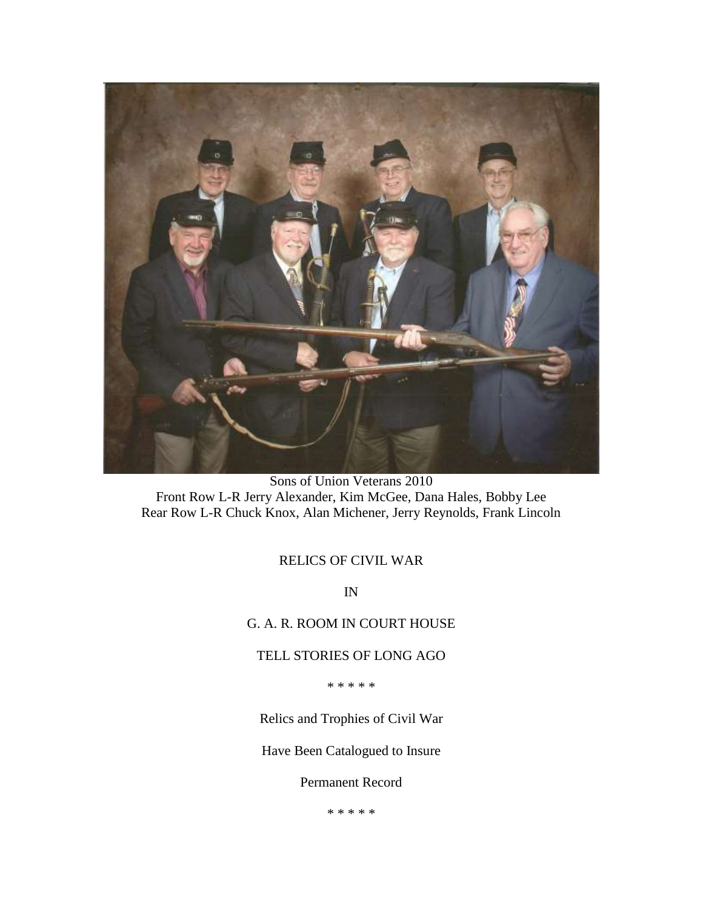Sons of Union Veterans 2010
Front Row L-R Jerry Alexander, Kim McGee, Dana Hales, Bobby Lee
Rear Row L-R Chuck Knox, Alan Michener, Jerry Reynolds, Frank Lincoln

RELICS OF CIVIL WAR

IN

G. A. R. ROOM IN COURT HOUSE

TELL STORIES OF LONG AGO

* * * * *

Relics and Trophies of Civil War

Have Been Catalogued to Insure

Permanent Record

* * * * *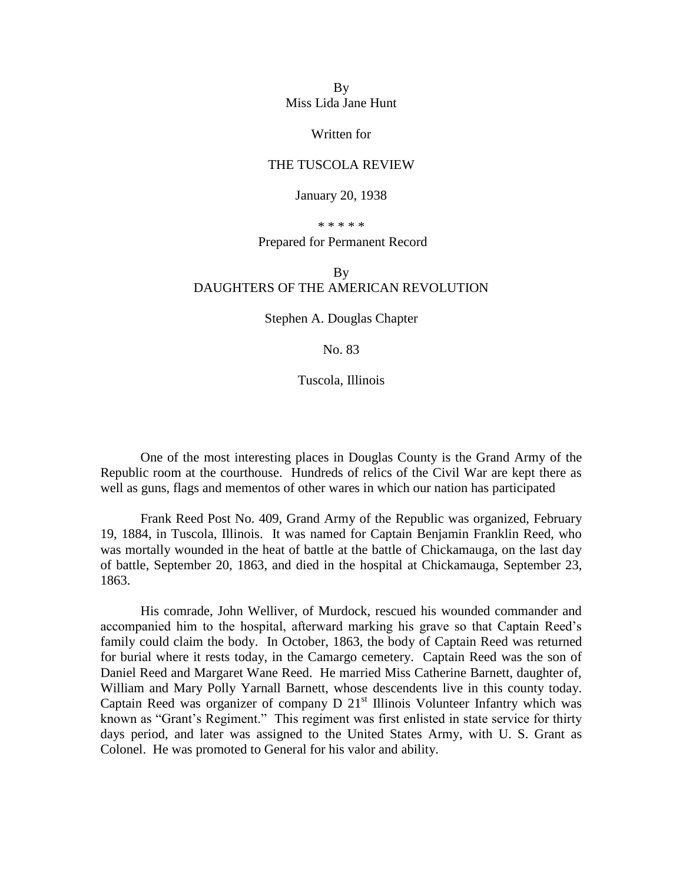By
Miss Lida Jane Hunt

Written for

THE TUSCOLA REVIEW

January 20, 1938

\* \* \* \* \*

Prepared for Permanent Record

By
DAUGHTERS OF THE AMERICAN REVOLUTION

Stephen A. Douglas Chapter

No. 83

Tuscola, Illinois

One of the most interesting places in Douglas County is the Grand Army of the Republic room at the courthouse. Hundreds of relics of the Civil War are kept there as well as guns, flags and mementos of other wares in which our nation has participated

Frank Reed Post No. 409, Grand Army of the Republic was organized, February 19, 1884, in Tuscola, Illinois. It was named for Captain Benjamin Franklin Reed, who was mortally wounded in the heat of battle at the battle of Chickamauga, on the last day of battle, September 20, 1863, and died in the hospital at Chickamauga, September 23, 1863.

His comrade, John Welliver, of Murdock, rescued his wounded commander and accompanied him to the hospital, afterward marking his grave so that Captain Reed's family could claim the body. In October, 1863, the body of Captain Reed was returned for burial where it rests today, in the Camargo cemetery. Captain Reed was the son of Daniel Reed and Margaret Wane Reed. He married Miss Catherine Barnett, daughter of, William and Mary Polly Yarnall Barnett, whose descendents live in this county today. Captain Reed was organizer of company D 21st Illinois Volunteer Infantry which was known as "Grant's Regiment." This regiment was first enlisted in state service for thirty days period, and later was assigned to the United States Army, with U. S. Grant as Colonel. He was promoted to General for his valor and ability.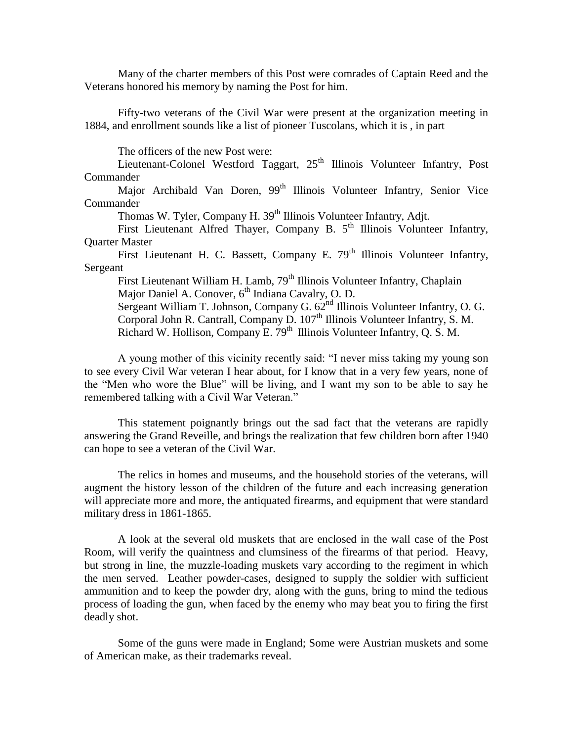Many of the charter members of this Post were comrades of Captain Reed and the Veterans honored his memory by naming the Post for him.

Fifty-two veterans of the Civil War were present at the organization meeting in 1884, and enrollment sounds like a list of pioneer Tuscolans, which it is , in part

The officers of the new Post were:

Lieutenant-Colonel Westford Taggart, 25th Illinois Volunteer Infantry, Post Commander

Major Archibald Van Doren, 99th Illinois Volunteer Infantry, Senior Vice Commander

Thomas W. Tyler, Company H. 39th Illinois Volunteer Infantry, Adjt.

First Lieutenant Alfred Thayer, Company B. 5th Illinois Volunteer Infantry, Quarter Master

First Lieutenant H. C. Bassett, Company E. 79th Illinois Volunteer Infantry, Sergeant

First Lieutenant William H. Lamb, 79th Illinois Volunteer Infantry, Chaplain

Major Daniel A. Conover, 6th Indiana Cavalry, O. D.

Sergeant William T. Johnson, Company G. 62nd Illinois Volunteer Infantry, O. G.

Corporal John R. Cantrall, Company D. 107th Illinois Volunteer Infantry, S. M.

Richard W. Hollison, Company E. 79th Illinois Volunteer Infantry, Q. S. M.

A young mother of this vicinity recently said: "I never miss taking my young son to see every Civil War veteran I hear about, for I know that in a very few years, none of the "Men who wore the Blue" will be living, and I want my son to be able to say he remembered talking with a Civil War Veteran."

This statement poignantly brings out the sad fact that the veterans are rapidly answering the Grand Reveille, and brings the realization that few children born after 1940 can hope to see a veteran of the Civil War.

The relics in homes and museums, and the household stories of the veterans, will augment the history lesson of the children of the future and each increasing generation will appreciate more and more, the antiquated firearms, and equipment that were standard military dress in 1861-1865.

A look at the several old muskets that are enclosed in the wall case of the Post Room, will verify the quaintness and clumsiness of the firearms of that period. Heavy, but strong in line, the muzzle-loading muskets vary according to the regiment in which the men served. Leather powder-cases, designed to supply the soldier with sufficient ammunition and to keep the powder dry, along with the guns, bring to mind the tedious process of loading the gun, when faced by the enemy who may beat you to firing the first deadly shot.

Some of the guns were made in England; Some were Austrian muskets and some of American make, as their trademarks reveal.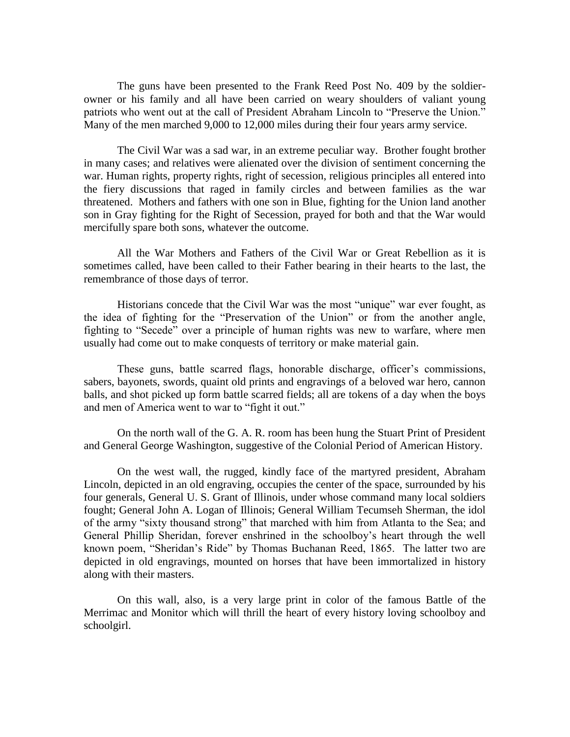The guns have been presented to the Frank Reed Post No. 409 by the soldier-owner or his family and all have been carried on weary shoulders of valiant young patriots who went out at the call of President Abraham Lincoln to "Preserve the Union." Many of the men marched 9,000 to 12,000 miles during their four years army service.

The Civil War was a sad war, in an extreme peculiar way. Brother fought brother in many cases; and relatives were alienated over the division of sentiment concerning the war. Human rights, property rights, right of secession, religious principles all entered into the fiery discussions that raged in family circles and between families as the war threatened. Mothers and fathers with one son in Blue, fighting for the Union land another son in Gray fighting for the Right of Secession, prayed for both and that the War would mercifully spare both sons, whatever the outcome.

All the War Mothers and Fathers of the Civil War or Great Rebellion as it is sometimes called, have been called to their Father bearing in their hearts to the last, the remembrance of those days of terror.

Historians concede that the Civil War was the most "unique" war ever fought, as the idea of fighting for the "Preservation of the Union" or from the another angle, fighting to "Secede" over a principle of human rights was new to warfare, where men usually had come out to make conquests of territory or make material gain.

These guns, battle scarred flags, honorable discharge, officer's commissions, sabers, bayonets, swords, quaint old prints and engravings of a beloved war hero, cannon balls, and shot picked up form battle scarred fields; all are tokens of a day when the boys and men of America went to war to "fight it out."

On the north wall of the G. A. R. room has been hung the Stuart Print of President and General George Washington, suggestive of the Colonial Period of American History.

On the west wall, the rugged, kindly face of the martyred president, Abraham Lincoln, depicted in an old engraving, occupies the center of the space, surrounded by his four generals, General U. S. Grant of Illinois, under whose command many local soldiers fought; General John A. Logan of Illinois; General William Tecumseh Sherman, the idol of the army "sixty thousand strong" that marched with him from Atlanta to the Sea; and General Phillip Sheridan, forever enshrined in the schoolboy's heart through the well known poem, "Sheridan's Ride" by Thomas Buchanan Reed, 1865. The latter two are depicted in old engravings, mounted on horses that have been immortalized in history along with their masters.

On this wall, also, is a very large print in color of the famous Battle of the Merrimac and Monitor which will thrill the heart of every history loving schoolboy and schoolgirl.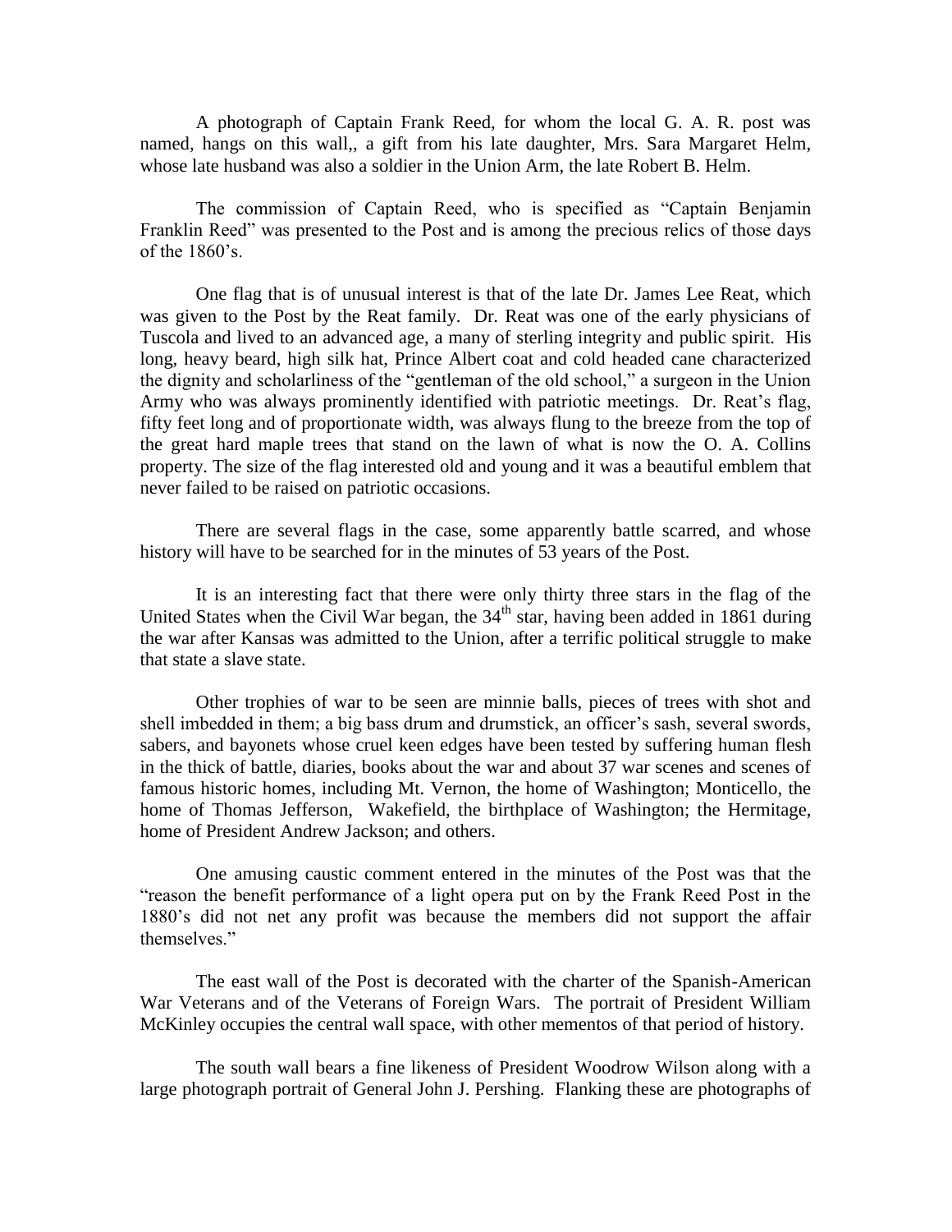A photograph of Captain Frank Reed, for whom the local G. A. R. post was named, hangs on this wall,, a gift from his late daughter, Mrs. Sara Margaret Helm, whose late husband was also a soldier in the Union Arm, the late Robert B. Helm.

The commission of Captain Reed, who is specified as "Captain Benjamin Franklin Reed" was presented to the Post and is among the precious relics of those days of the 1860's.

One flag that is of unusual interest is that of the late Dr. James Lee Reat, which was given to the Post by the Reat family. Dr. Reat was one of the early physicians of Tuscola and lived to an advanced age, a many of sterling integrity and public spirit. His long, heavy beard, high silk hat, Prince Albert coat and cold headed cane characterized the dignity and scholarliness of the "gentleman of the old school," a surgeon in the Union Army who was always prominently identified with patriotic meetings. Dr. Reat's flag, fifty feet long and of proportionate width, was always flung to the breeze from the top of the great hard maple trees that stand on the lawn of what is now the O. A. Collins property. The size of the flag interested old and young and it was a beautiful emblem that never failed to be raised on patriotic occasions.

There are several flags in the case, some apparently battle scarred, and whose history will have to be searched for in the minutes of 53 years of the Post.

It is an interesting fact that there were only thirty three stars in the flag of the United States when the Civil War began, the 34th star, having been added in 1861 during the war after Kansas was admitted to the Union, after a terrific political struggle to make that state a slave state.

Other trophies of war to be seen are minnie balls, pieces of trees with shot and shell imbedded in them; a big bass drum and drumstick, an officer's sash, several swords, sabers, and bayonets whose cruel keen edges have been tested by suffering human flesh in the thick of battle, diaries, books about the war and about 37 war scenes and scenes of famous historic homes, including Mt. Vernon, the home of Washington; Monticello, the home of Thomas Jefferson, Wakefield, the birthplace of Washington; the Hermitage, home of President Andrew Jackson; and others.

One amusing caustic comment entered in the minutes of the Post was that the "reason the benefit performance of a light opera put on by the Frank Reed Post in the 1880's did not net any profit was because the members did not support the affair themselves."

The east wall of the Post is decorated with the charter of the Spanish-American War Veterans and of the Veterans of Foreign Wars. The portrait of President William McKinley occupies the central wall space, with other mementos of that period of history.

The south wall bears a fine likeness of President Woodrow Wilson along with a large photograph portrait of General John J. Pershing. Flanking these are photographs of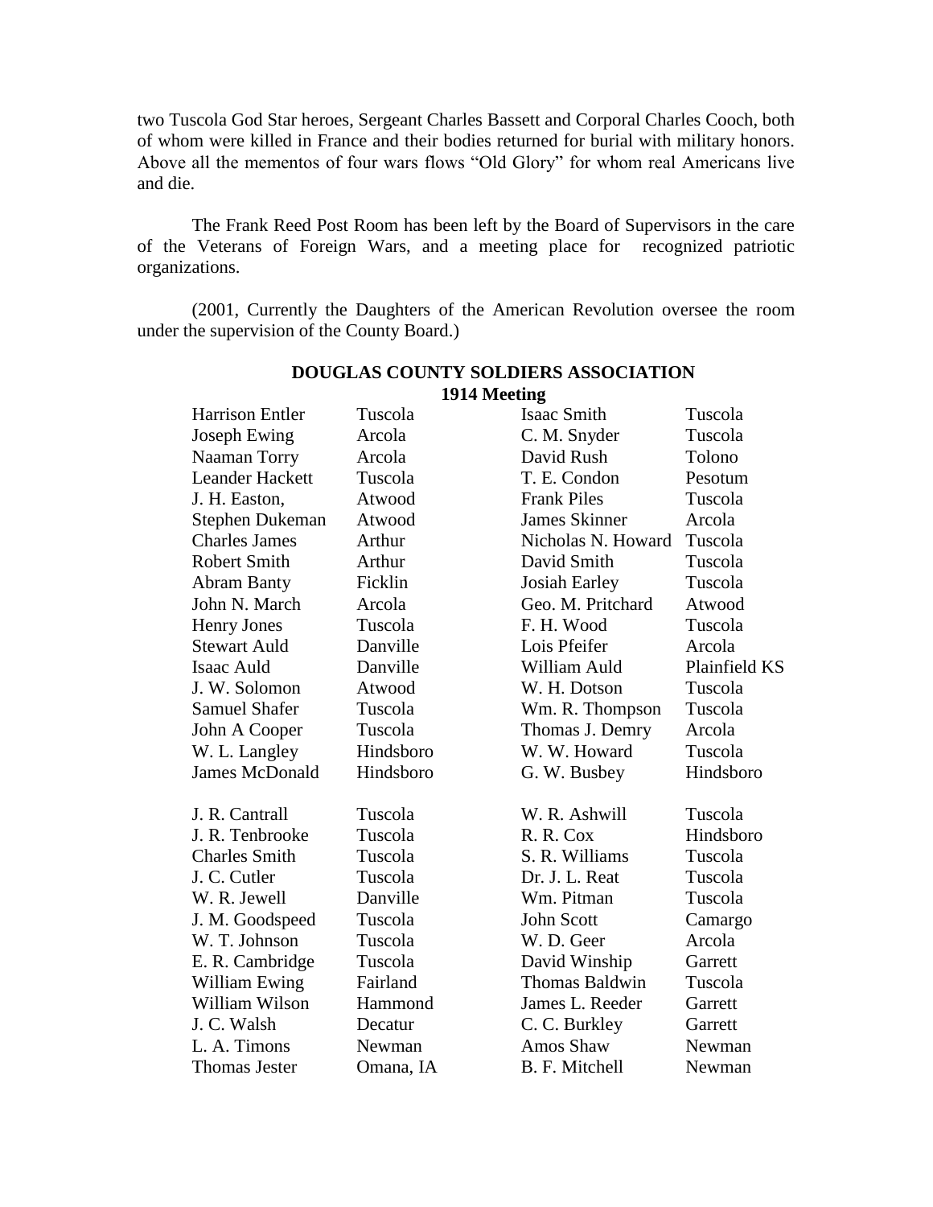two Tuscola God Star heroes, Sergeant Charles Bassett and Corporal Charles Cooch, both of whom were killed in France and their bodies returned for burial with military honors. Above all the mementos of four wars flows "Old Glory" for whom real Americans live and die.

The Frank Reed Post Room has been left by the Board of Supervisors in the care of the Veterans of Foreign Wars, and a meeting place for recognized patriotic organizations.

(2001, Currently the Daughters of the American Revolution oversee the room under the supervision of the County Board.)

## DOUGLAS COUNTY SOLDIERS ASSOCIATION
### 1914 Meeting

| | | | |
|---|---|---|---|
| Harrison Entler | Tuscola | Isaac Smith | Tuscola |
| Joseph Ewing | Arcola | C. M. Snyder | Tuscola |
| Naaman Torry | Arcola | David Rush | Tolono |
| Leander Hackett | Tuscola | T. E. Condon | Pesotum |
| J. H. Easton, | Atwood | Frank Piles | Tuscola |
| Stephen Dukeman | Atwood | James Skinner | Arcola |
| Charles James | Arthur | Nicholas N. Howard | Tuscola |
| Robert Smith | Arthur | David Smith | Tuscola |
| Abram Banty | Ficklin | Josiah Earley | Tuscola |
| John N. March | Arcola | Geo. M. Pritchard | Atwood |
| Henry Jones | Tuscola | F. H. Wood | Tuscola |
| Stewart Auld | Danville | Lois Pfeifer | Arcola |
| Isaac Auld | Danville | William Auld | Plainfield KS |
| J. W. Solomon | Atwood | W. H. Dotson | Tuscola |
| Samuel Shafer | Tuscola | Wm. R. Thompson | Tuscola |
| John A Cooper | Tuscola | Thomas J. Demry | Arcola |
| W. L. Langley | Hindsboro | W. W. Howard | Tuscola |
| James McDonald | Hindsboro | G. W. Busbey | Hindsboro |
| J. R. Cantrall | Tuscola | W. R. Ashwill | Tuscola |
| J. R. Tenbrooke | Tuscola | R. R. Cox | Hindsboro |
| Charles Smith | Tuscola | S. R. Williams | Tuscola |
| J. C. Cutler | Tuscola | Dr. J. L. Reat | Tuscola |
| W. R. Jewell | Danville | Wm. Pitman | Tuscola |
| J. M. Goodspeed | Tuscola | John Scott | Camargo |
| W. T. Johnson | Tuscola | W. D. Geer | Arcola |
| E. R. Cambridge | Tuscola | David Winship | Garrett |
| William Ewing | Fairland | Thomas Baldwin | Tuscola |
| William Wilson | Hammond | James L. Reeder | Garrett |
| J. C. Walsh | Decatur | C. C. Burkley | Garrett |
| L. A. Timons | Newman | Amos Shaw | Newman |
| Thomas Jester | Omana, IA | B. F. Mitchell | Newman |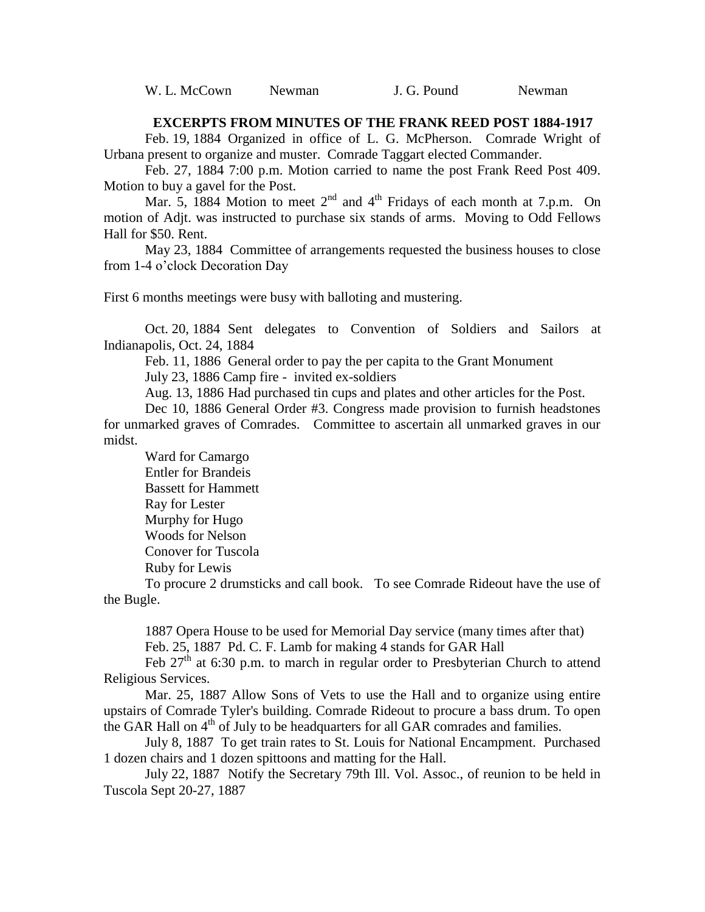| W. L. McCown | Newman | J. G. Pound | Newman |
|---|---|---|---|

**EXCERPTS FROM MINUTES OF THE FRANK REED POST 1884-1917**

Feb. 19, 1884 Organized in office of L. G. McPherson. Comrade Wright of Urbana present to organize and muster. Comrade Taggart elected Commander.

Feb. 27, 1884 7:00 p.m. Motion carried to name the post Frank Reed Post 409. Motion to buy a gavel for the Post.

Mar. 5, 1884 Motion to meet 2nd and 4th Fridays of each month at 7.p.m. On motion of Adjt. was instructed to purchase six stands of arms. Moving to Odd Fellows Hall for $50. Rent.

May 23, 1884 Committee of arrangements requested the business houses to close from 1-4 o'clock Decoration Day

First 6 months meetings were busy with balloting and mustering.

Oct. 20, 1884 Sent delegates to Convention of Soldiers and Sailors at Indianapolis, Oct. 24, 1884

Feb. 11, 1886 General order to pay the per capita to the Grant Monument

July 23, 1886 Camp fire - invited ex-soldiers

Aug. 13, 1886 Had purchased tin cups and plates and other articles for the Post.

Dec 10, 1886 General Order #3. Congress made provision to furnish headstones for unmarked graves of Comrades. Committee to ascertain all unmarked graves in our midst.

Ward for Camargo
Entler for Brandeis
Bassett for Hammett
Ray for Lester
Murphy for Hugo
Woods for Nelson
Conover for Tuscola
Ruby for Lewis

To procure 2 drumsticks and call book. To see Comrade Rideout have the use of the Bugle.

1887 Opera House to be used for Memorial Day service (many times after that)

Feb. 25, 1887 Pd. C. F. Lamb for making 4 stands for GAR Hall

Feb 27th at 6:30 p.m. to march in regular order to Presbyterian Church to attend Religious Services.

Mar. 25, 1887 Allow Sons of Vets to use the Hall and to organize using entire upstairs of Comrade Tyler's building. Comrade Rideout to procure a bass drum. To open the GAR Hall on 4th of July to be headquarters for all GAR comrades and families.

July 8, 1887 To get train rates to St. Louis for National Encampment. Purchased 1 dozen chairs and 1 dozen spittoons and matting for the Hall.

July 22, 1887 Notify the Secretary 79th Ill. Vol. Assoc., of reunion to be held in Tuscola Sept 20-27, 1887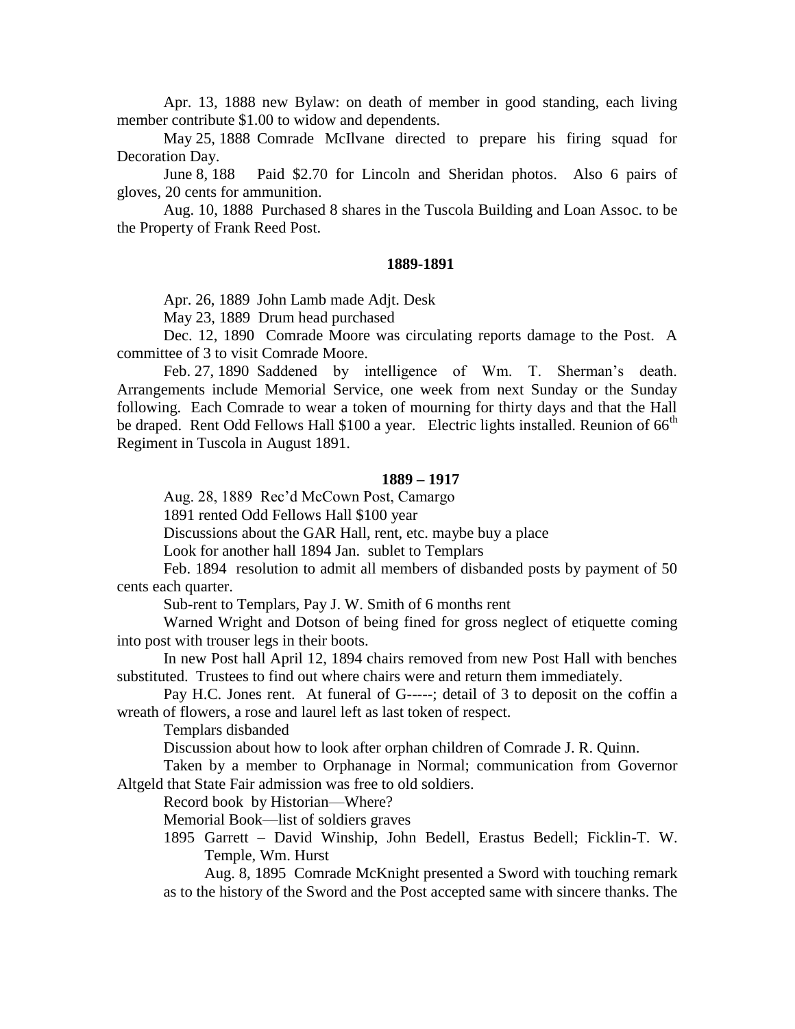Apr. 13, 1888 new Bylaw: on death of member in good standing, each living member contribute $1.00 to widow and dependents.

May 25, 1888 Comrade McIlvane directed to prepare his firing squad for Decoration Day.

June 8, 188  Paid $2.70 for Lincoln and Sheridan photos. Also 6 pairs of gloves, 20 cents for ammunition.

Aug. 10, 1888 Purchased 8 shares in the Tuscola Building and Loan Assoc. to be the Property of Frank Reed Post.

**1889-1891**

Apr. 26, 1889 John Lamb made Adjt. Desk

May 23, 1889 Drum head purchased

Dec. 12, 1890 Comrade Moore was circulating reports damage to the Post. A committee of 3 to visit Comrade Moore.

Feb. 27, 1890 Saddened by intelligence of Wm. T. Sherman's death. Arrangements include Memorial Service, one week from next Sunday or the Sunday following. Each Comrade to wear a token of mourning for thirty days and that the Hall be draped. Rent Odd Fellows Hall $100 a year. Electric lights installed. Reunion of 66th Regiment in Tuscola in August 1891.

**1889 – 1917**

Aug. 28, 1889 Rec'd McCown Post, Camargo

1891 rented Odd Fellows Hall $100 year

Discussions about the GAR Hall, rent, etc. maybe buy a place

Look for another hall 1894 Jan. sublet to Templars

Feb. 1894 resolution to admit all members of disbanded posts by payment of 50 cents each quarter.

Sub-rent to Templars, Pay J. W. Smith of 6 months rent

Warned Wright and Dotson of being fined for gross neglect of etiquette coming into post with trouser legs in their boots.

In new Post hall April 12, 1894 chairs removed from new Post Hall with benches substituted. Trustees to find out where chairs were and return them immediately.

Pay H.C. Jones rent. At funeral of G-----; detail of 3 to deposit on the coffin a wreath of flowers, a rose and laurel left as last token of respect.

Templars disbanded

Discussion about how to look after orphan children of Comrade J. R. Quinn.

Taken by a member to Orphanage in Normal; communication from Governor Altgeld that State Fair admission was free to old soldiers.

Record book by Historian—Where?

Memorial Book—list of soldiers graves

1895 Garrett – David Winship, John Bedell, Erastus Bedell; Ficklin-T. W. Temple, Wm. Hurst

Aug. 8, 1895 Comrade McKnight presented a Sword with touching remark as to the history of the Sword and the Post accepted same with sincere thanks. The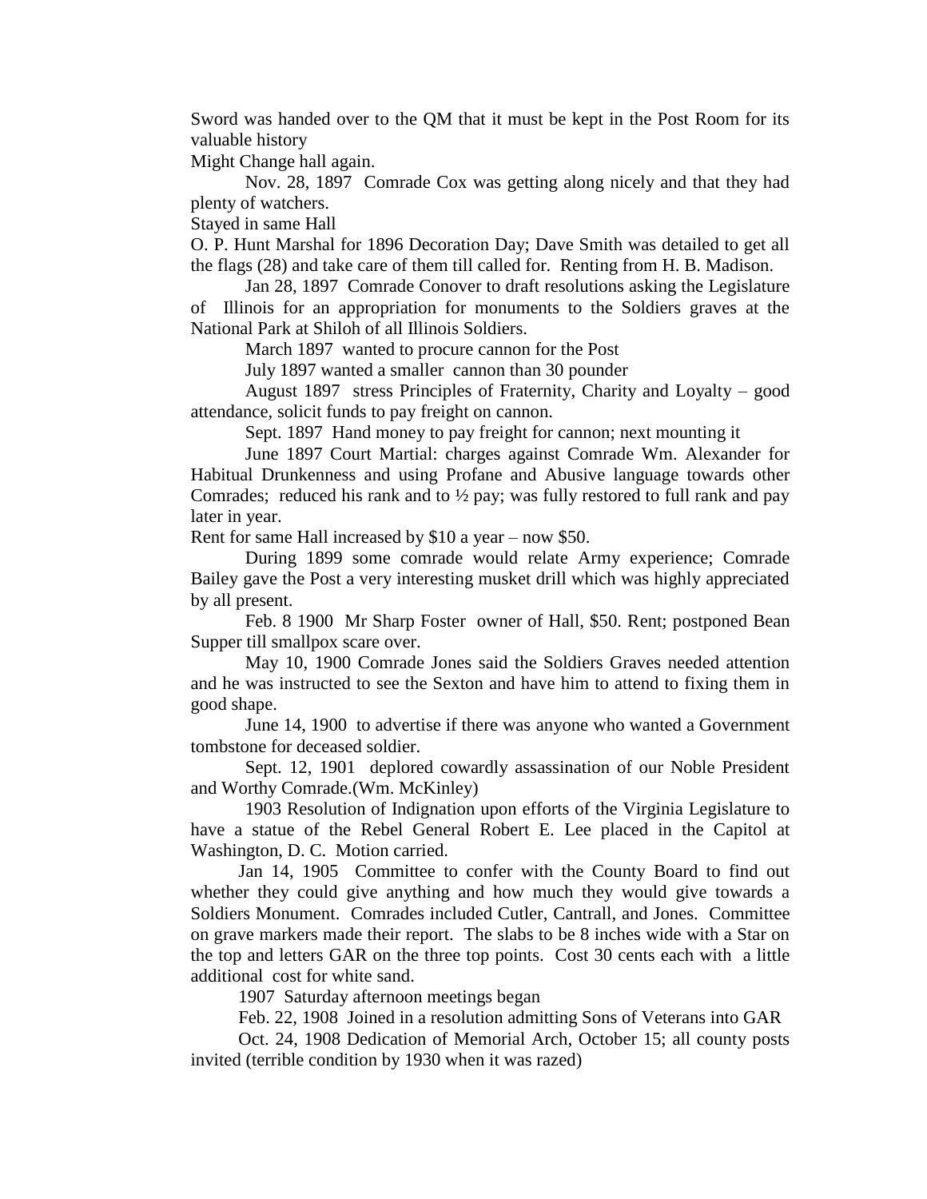Sword was handed over to the QM that it must be kept in the Post Room for its valuable history

Might Change hall again.

Nov. 28, 1897 Comrade Cox was getting along nicely and that they had plenty of watchers.

Stayed in same Hall

O. P. Hunt Marshal for 1896 Decoration Day; Dave Smith was detailed to get all the flags (28) and take care of them till called for. Renting from H. B. Madison.

Jan 28, 1897 Comrade Conover to draft resolutions asking the Legislature of Illinois for an appropriation for monuments to the Soldiers graves at the National Park at Shiloh of all Illinois Soldiers.

March 1897 wanted to procure cannon for the Post

July 1897 wanted a smaller cannon than 30 pounder

August 1897 stress Principles of Fraternity, Charity and Loyalty – good attendance, solicit funds to pay freight on cannon.

Sept. 1897 Hand money to pay freight for cannon; next mounting it

June 1897 Court Martial: charges against Comrade Wm. Alexander for Habitual Drunkenness and using Profane and Abusive language towards other Comrades; reduced his rank and to ½ pay; was fully restored to full rank and pay later in year.

Rent for same Hall increased by $10 a year – now $50.

During 1899 some comrade would relate Army experience; Comrade Bailey gave the Post a very interesting musket drill which was highly appreciated by all present.

Feb. 8 1900 Mr Sharp Foster owner of Hall, $50. Rent; postponed Bean Supper till smallpox scare over.

May 10, 1900 Comrade Jones said the Soldiers Graves needed attention and he was instructed to see the Sexton and have him to attend to fixing them in good shape.

June 14, 1900 to advertise if there was anyone who wanted a Government tombstone for deceased soldier.

Sept. 12, 1901 deplored cowardly assassination of our Noble President and Worthy Comrade.(Wm. McKinley)

1903 Resolution of Indignation upon efforts of the Virginia Legislature to have a statue of the Rebel General Robert E. Lee placed in the Capitol at Washington, D. C. Motion carried.

Jan 14, 1905 Committee to confer with the County Board to find out whether they could give anything and how much they would give towards a Soldiers Monument. Comrades included Cutler, Cantrall, and Jones. Committee on grave markers made their report. The slabs to be 8 inches wide with a Star on the top and letters GAR on the three top points. Cost 30 cents each with a little additional cost for white sand.

1907 Saturday afternoon meetings began

Feb. 22, 1908 Joined in a resolution admitting Sons of Veterans into GAR

Oct. 24, 1908 Dedication of Memorial Arch, October 15; all county posts invited (terrible condition by 1930 when it was razed)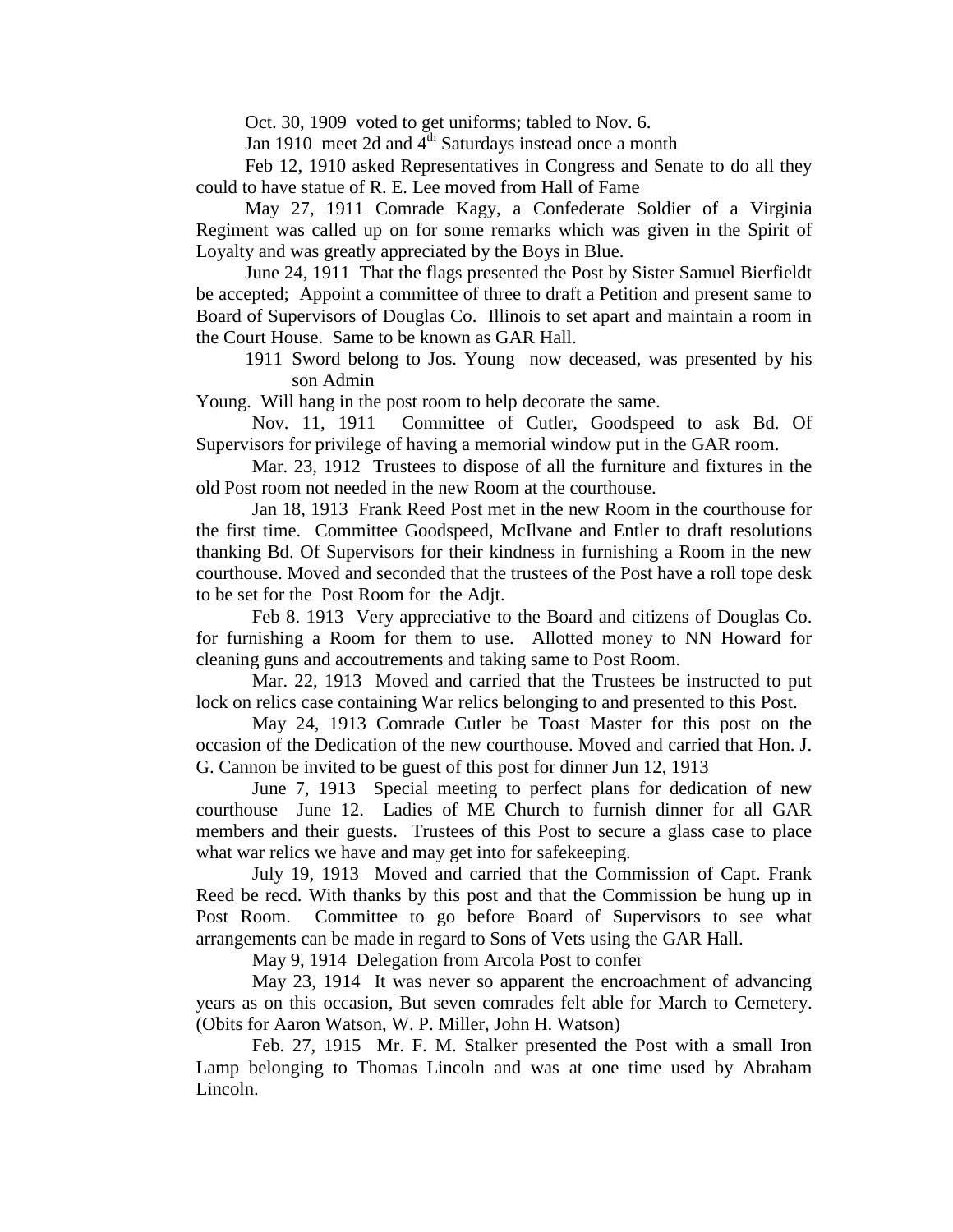Oct. 30, 1909 voted to get uniforms; tabled to Nov. 6.

Jan 1910 meet 2d and 4th Saturdays instead once a month

Feb 12, 1910 asked Representatives in Congress and Senate to do all they could to have statue of R. E. Lee moved from Hall of Fame

May 27, 1911 Comrade Kagy, a Confederate Soldier of a Virginia Regiment was called up on for some remarks which was given in the Spirit of Loyalty and was greatly appreciated by the Boys in Blue.

June 24, 1911 That the flags presented the Post by Sister Samuel Bierfieldt be accepted; Appoint a committee of three to draft a Petition and present same to Board of Supervisors of Douglas Co. Illinois to set apart and maintain a room in the Court House. Same to be known as GAR Hall.

1911 Sword belong to Jos. Young now deceased, was presented by his son Admin Young. Will hang in the post room to help decorate the same.

Nov. 11, 1911 Committee of Cutler, Goodspeed to ask Bd. Of Supervisors for privilege of having a memorial window put in the GAR room.

Mar. 23, 1912 Trustees to dispose of all the furniture and fixtures in the old Post room not needed in the new Room at the courthouse.

Jan 18, 1913 Frank Reed Post met in the new Room in the courthouse for the first time. Committee Goodspeed, McIlvane and Entler to draft resolutions thanking Bd. Of Supervisors for their kindness in furnishing a Room in the new courthouse. Moved and seconded that the trustees of the Post have a roll tope desk to be set for the Post Room for the Adjt.

Feb 8. 1913 Very appreciative to the Board and citizens of Douglas Co. for furnishing a Room for them to use. Allotted money to NN Howard for cleaning guns and accoutrements and taking same to Post Room.

Mar. 22, 1913 Moved and carried that the Trustees be instructed to put lock on relics case containing War relics belonging to and presented to this Post.

May 24, 1913 Comrade Cutler be Toast Master for this post on the occasion of the Dedication of the new courthouse. Moved and carried that Hon. J. G. Cannon be invited to be guest of this post for dinner Jun 12, 1913

June 7, 1913 Special meeting to perfect plans for dedication of new courthouse June 12. Ladies of ME Church to furnish dinner for all GAR members and their guests. Trustees of this Post to secure a glass case to place what war relics we have and may get into for safekeeping.

July 19, 1913 Moved and carried that the Commission of Capt. Frank Reed be recd. With thanks by this post and that the Commission be hung up in Post Room. Committee to go before Board of Supervisors to see what arrangements can be made in regard to Sons of Vets using the GAR Hall.

May 9, 1914 Delegation from Arcola Post to confer

May 23, 1914 It was never so apparent the encroachment of advancing years as on this occasion, But seven comrades felt able for March to Cemetery. (Obits for Aaron Watson, W. P. Miller, John H. Watson)

Feb. 27, 1915 Mr. F. M. Stalker presented the Post with a small Iron Lamp belonging to Thomas Lincoln and was at one time used by Abraham Lincoln.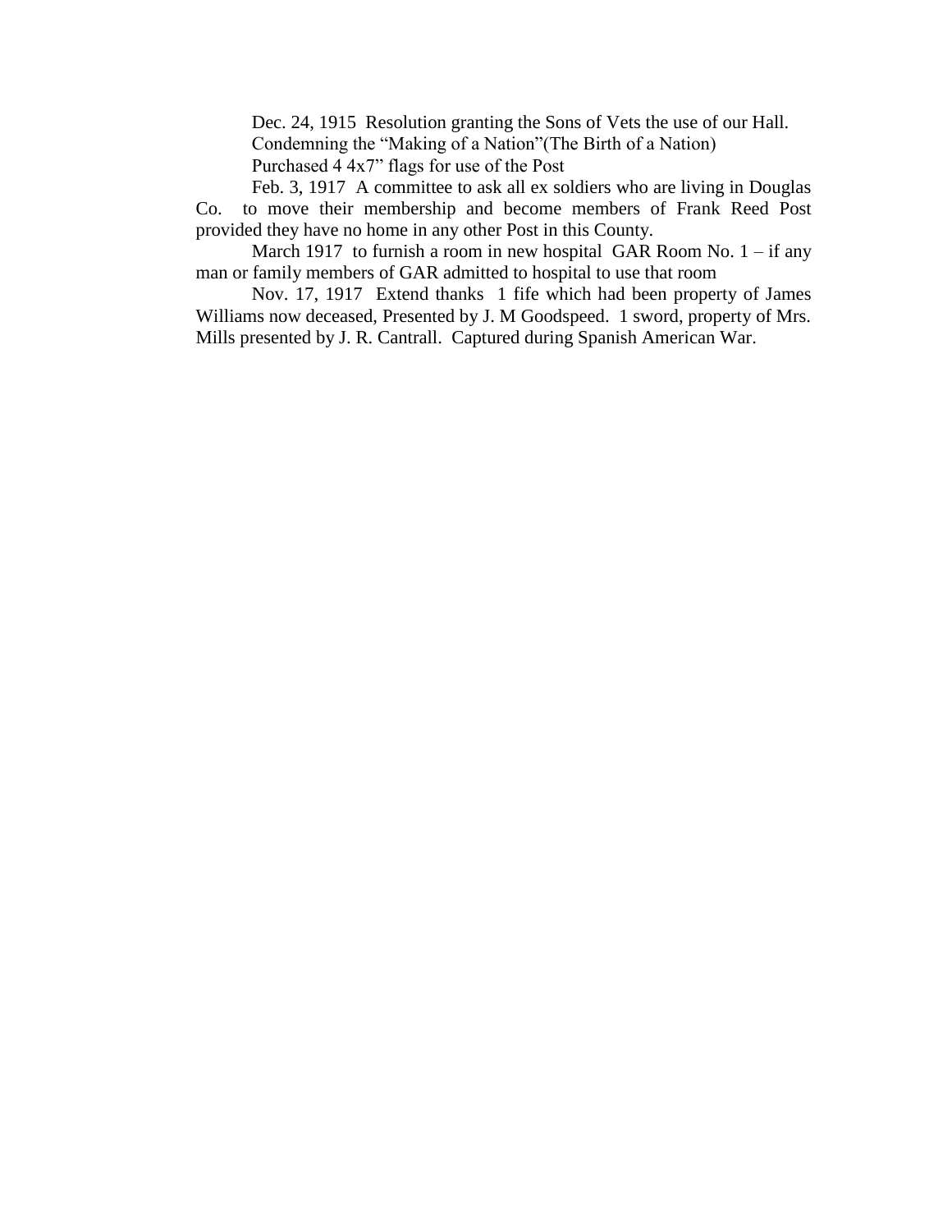Dec. 24, 1915 Resolution granting the Sons of Vets the use of our Hall.

Condemning the "Making of a Nation"(The Birth of a Nation)

Purchased 4 4x7" flags for use of the Post

Feb. 3, 1917 A committee to ask all ex soldiers who are living in Douglas Co. to move their membership and become members of Frank Reed Post provided they have no home in any other Post in this County.

March 1917 to furnish a room in new hospital GAR Room No. 1 – if any man or family members of GAR admitted to hospital to use that room

Nov. 17, 1917 Extend thanks 1 fife which had been property of James Williams now deceased, Presented by J. M Goodspeed. 1 sword, property of Mrs. Mills presented by J. R. Cantrall. Captured during Spanish American War.